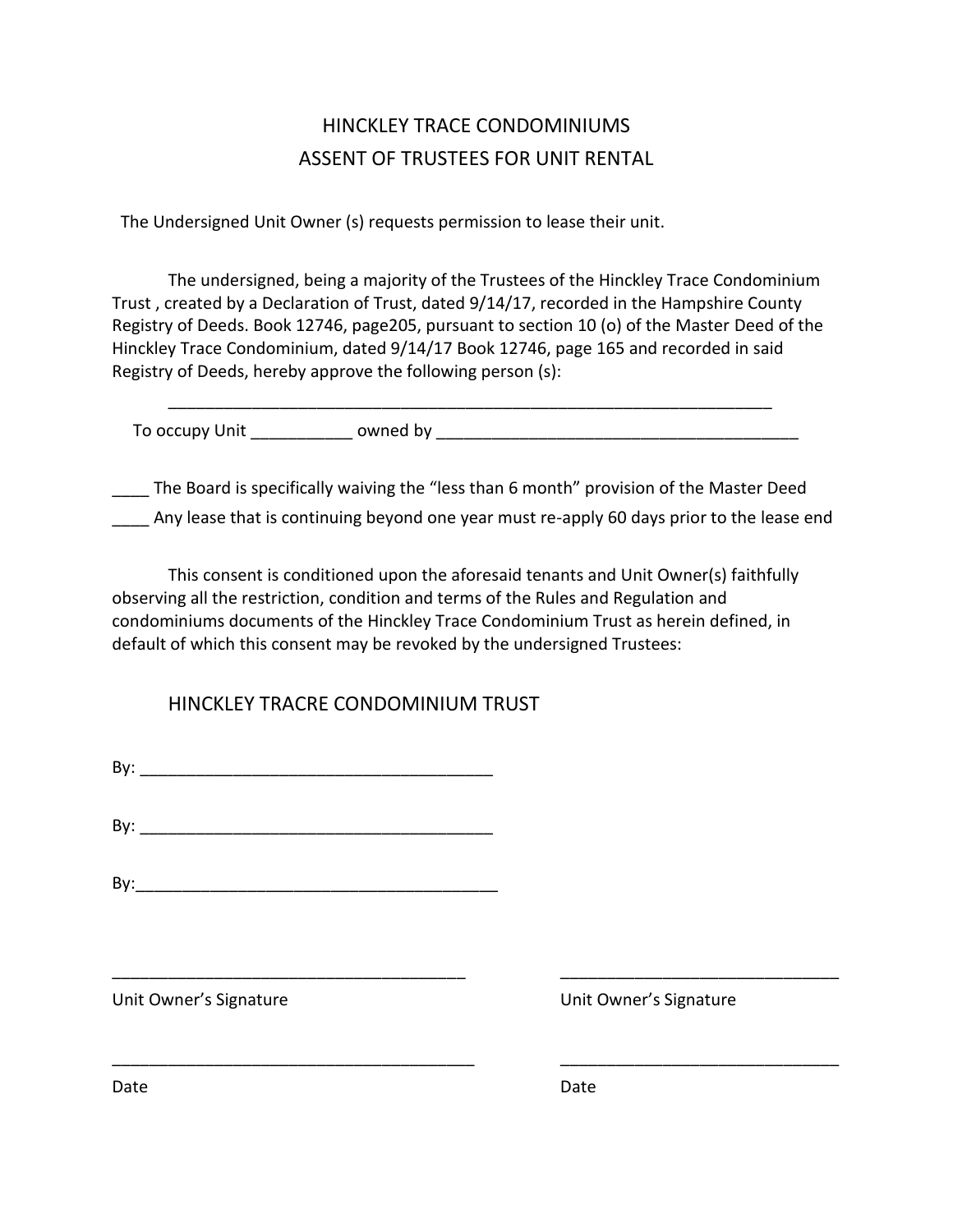# HINCKLEY TRACE CONDOMINIUMS

## ASSENT OF TRUSTEES FOR UNIT RENTAL

The Undersigned Unit Owner (s) requests permission to lease their unit.

The undersigned, being a majority of the Trustees of the Hinckley Trace Condominium Trust , created by a Declaration of Trust, dated 9/14/17, recorded in the Hampshire County Registry of Deeds. Book 12746, page205, pursuant to section 10 (o) of the Master Deed of the Hinckley Trace Condominium, dated 9/14/17 Book 12746, page 165 and recorded in said Registry of Deeds, hereby approve the following person (s):

____________________________________________________________________

To occupy Unit ___________ owned by ________________________________________

____ The Board is specifically waiving the “less than 6 month” provision of the Master Deed

____ Any lease that is continuing beyond one year must re-apply 60 days prior to the lease end

This consent is conditioned upon the aforesaid tenants and Unit Owner(s) faithfully observing all the restriction, condition and terms of the Rules and Regulation and condominiums documents of the Hinckley Trace Condominium Trust as herein defined, in default of which this consent may be revoked by the undersigned Trustees:

HINCKLEY TRACRE CONDOMINIUM TRUST

By: _______________________________________

By: _______________________________________

By:________________________________________

_______________________________________ Unit Owner’s Signature

_______________________________ Unit Owner’s Signature

________________________________________ Date

_______________________________ Date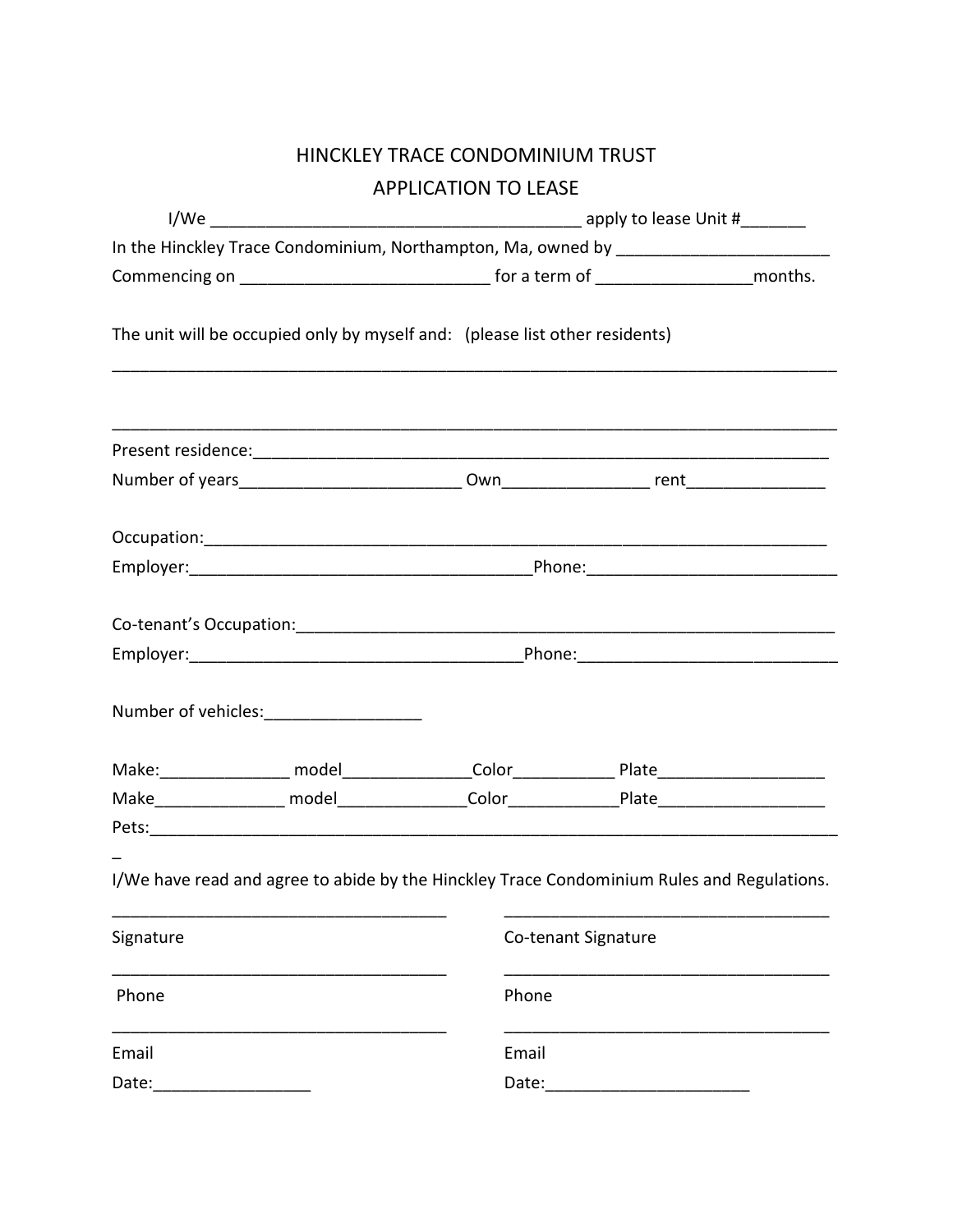# HINCKLEY TRACE CONDOMINIUM TRUST
## APPLICATION TO LEASE

I/We ________________________________________ apply to lease Unit #_______

In the Hinckley Trace Condominium, Northampton, Ma, owned by _______________________

Commencing on ___________________________ for a term of _________________months.

The unit will be occupied only by myself and: (please list other residents)

______________________________________________________________________________

______________________________________________________________________________

Present residence:_________________________________________________________________

Number of years_________________________ Own________________ rent_______________

Occupation:_______________________________________________________________________

Employer:______________________________________Phone:___________________________

Co-tenant's Occupation:_____________________________________________________________

Employer:_____________________________________Phone:____________________________

Number of vehicles:_________________

Make:______________ model______________Color___________ Plate__________________

Make______________ model______________Color____________Plate__________________

Pets:_______________________________________________________________________________
_

I/We have read and agree to abide by the Hinckley Trace Condominium Rules and Regulations.

| | |
|---|---|
| _____________________________________ | _____________________________________ |
| Signature | Co-tenant Signature |
| _____________________________________ | _____________________________________ |
| Phone | Phone |
| _____________________________________ | _____________________________________ |
| Email | Email |
| Date:_________________ | Date:______________________ |